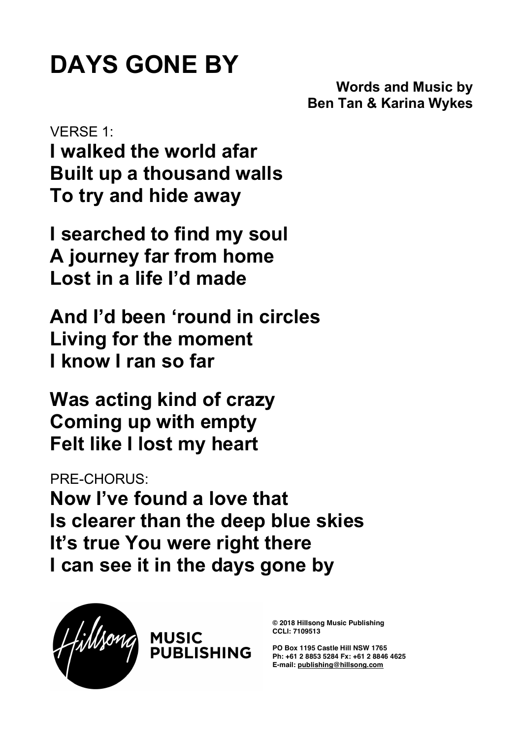# DAYS GONE BY

**Words and Music by**
**Ben Tan & Karina Wykes**

VERSE 1:

**I walked the world afar**
**Built up a thousand walls**
**To try and hide away**

**I searched to find my soul**
**A journey far from home**
**Lost in a life I'd made**

**And I'd been 'round in circles**
**Living for the moment**
**I know I ran so far**

**Was acting kind of crazy**
**Coming up with empty**
**Felt like I lost my heart**

PRE-CHORUS:

**Now I've found a love that**
**Is clearer than the deep blue skies**
**It's true You were right there**
**I can see it in the days gone by**

Hillsong MUSIC PUBLISHING

**© 2018 Hillsong Music Publishing**
**CCLI: 7109513**

**PO Box 1195 Castle Hill NSW 1765**
**Ph: +61 2 8853 5284 Fx: +61 2 8846 4625**
**E-mail: publishing@hillsong.com**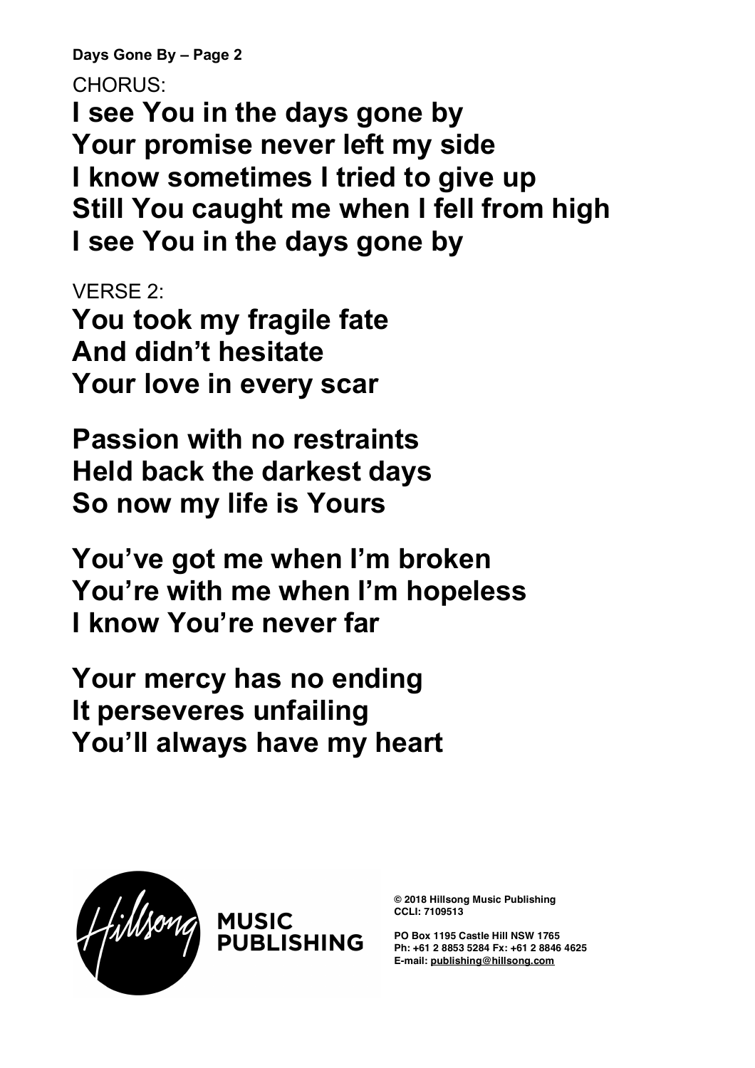CHORUS:

**I see You in the days gone by**
**Your promise never left my side**
**I know sometimes I tried to give up**
**Still You caught me when I fell from high**
**I see You in the days gone by**

VERSE 2:

**You took my fragile fate**
**And didn't hesitate**
**Your love in every scar**

**Passion with no restraints**
**Held back the darkest days**
**So now my life is Yours**

**You've got me when I'm broken**
**You're with me when I'm hopeless**
**I know You're never far**

**Your mercy has no ending**
**It perseveres unfailing**
**You'll always have my heart**

MUSIC PUBLISHING

**© 2018 Hillsong Music Publishing**
**CCLI: 7109513**

**PO Box 1195 Castle Hill NSW 1765**
**Ph: +61 2 8853 5284 Fx: +61 2 8846 4625**
**E-mail: publishing@hillsong.com**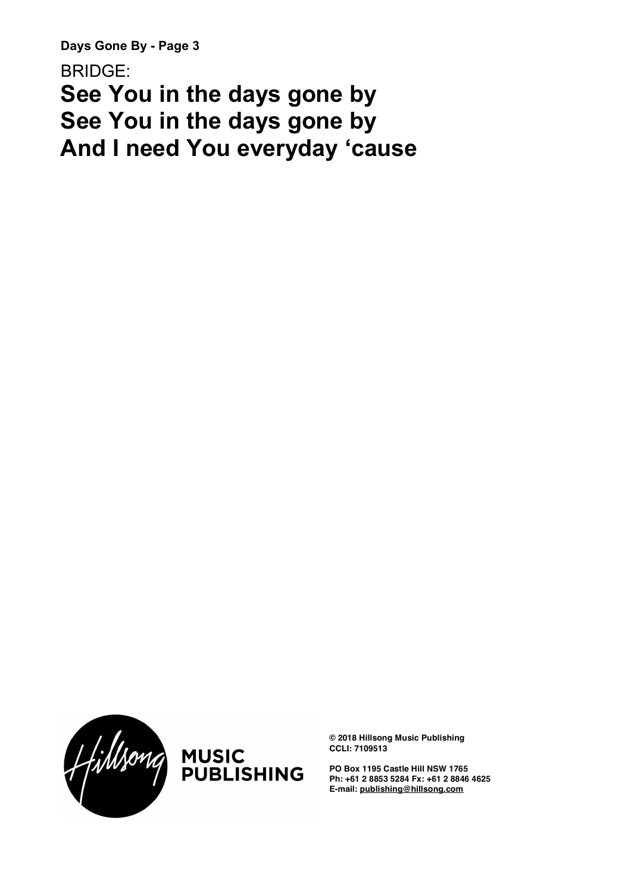BRIDGE:

**See You in the days gone by**
**See You in the days gone by**
**And I need You everyday ‘cause**

MUSIC
PUBLISHING

**© 2018 Hillsong Music Publishing**
**CCLI: 7109513**

**PO Box 1195 Castle Hill NSW 1765**
**Ph: +61 2 8853 5284 Fx: +61 2 8846 4625**
**E-mail: publishing@hillsong.com**